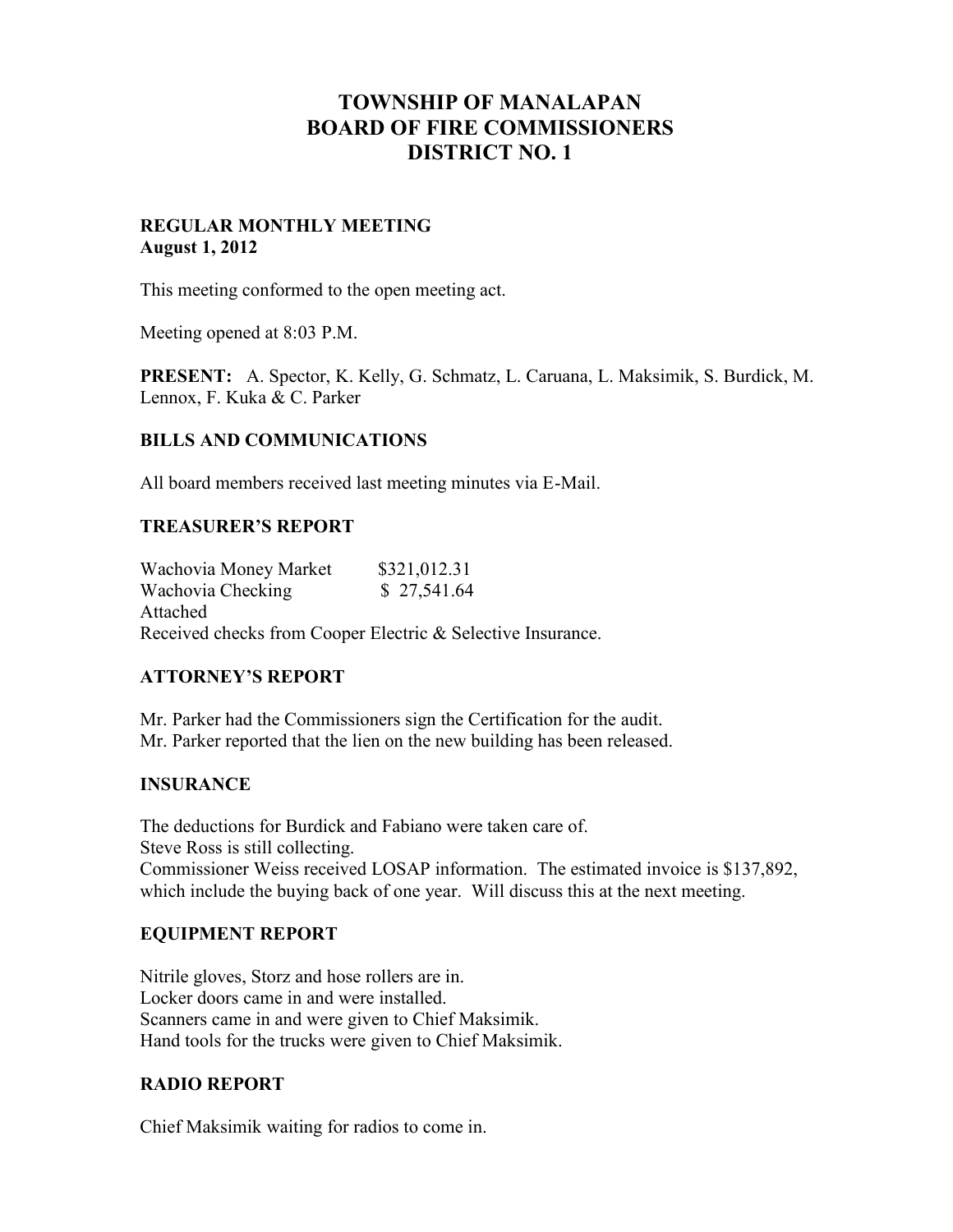# TOWNSHIP OF MANALAPAN
# BOARD OF FIRE COMMISSIONERS
# DISTRICT NO. 1

**REGULAR MONTHLY MEETING**
**August 1, 2012**

This meeting conformed to the open meeting act.

Meeting opened at 8:03 P.M.

**PRESENT:** A. Spector, K. Kelly, G. Schmatz, L. Caruana, L. Maksimik, S. Burdick, M. Lennox, F. Kuka & C. Parker

## BILLS AND COMMUNICATIONS

All board members received last meeting minutes via E-Mail.

## TREASURER'S REPORT

Wachovia Money Market $321,012.31
Wachovia Checking $ 27,541.64
Attached
Received checks from Cooper Electric & Selective Insurance.

## ATTORNEY'S REPORT

Mr. Parker had the Commissioners sign the Certification for the audit.
Mr. Parker reported that the lien on the new building has been released.

## INSURANCE

The deductions for Burdick and Fabiano were taken care of.
Steve Ross is still collecting.
Commissioner Weiss received LOSAP information. The estimated invoice is $137,892, which include the buying back of one year. Will discuss this at the next meeting.

## EQUIPMENT REPORT

Nitrile gloves, Storz and hose rollers are in.
Locker doors came in and were installed.
Scanners came in and were given to Chief Maksimik.
Hand tools for the trucks were given to Chief Maksimik.

## RADIO REPORT

Chief Maksimik waiting for radios to come in.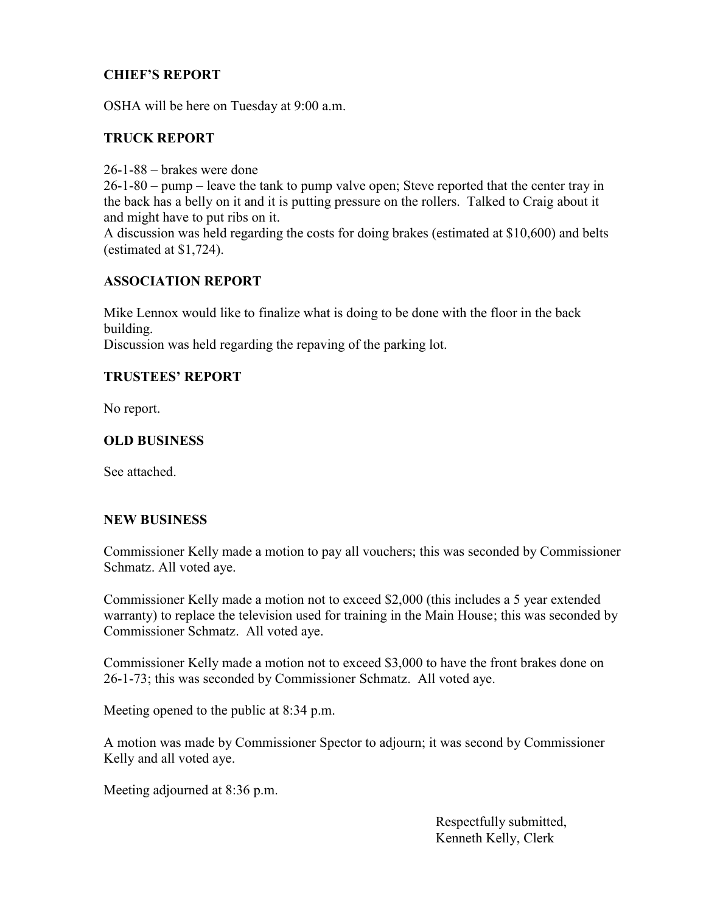## CHIEF'S REPORT

OSHA will be here on Tuesday at 9:00 a.m.

## TRUCK REPORT

26-1-88 – brakes were done
26-1-80 – pump – leave the tank to pump valve open; Steve reported that the center tray in the back has a belly on it and it is putting pressure on the rollers. Talked to Craig about it and might have to put ribs on it.
A discussion was held regarding the costs for doing brakes (estimated at $10,600) and belts (estimated at $1,724).

## ASSOCIATION REPORT

Mike Lennox would like to finalize what is doing to be done with the floor in the back building.
Discussion was held regarding the repaving of the parking lot.

## TRUSTEES' REPORT

No report.

## OLD BUSINESS

See attached.

## NEW BUSINESS

Commissioner Kelly made a motion to pay all vouchers; this was seconded by Commissioner Schmatz. All voted aye.

Commissioner Kelly made a motion not to exceed $2,000 (this includes a 5 year extended warranty) to replace the television used for training in the Main House; this was seconded by Commissioner Schmatz. All voted aye.

Commissioner Kelly made a motion not to exceed $3,000 to have the front brakes done on 26-1-73; this was seconded by Commissioner Schmatz. All voted aye.

Meeting opened to the public at 8:34 p.m.

A motion was made by Commissioner Spector to adjourn; it was second by Commissioner Kelly and all voted aye.

Meeting adjourned at 8:36 p.m.

Respectfully submitted,
Kenneth Kelly, Clerk